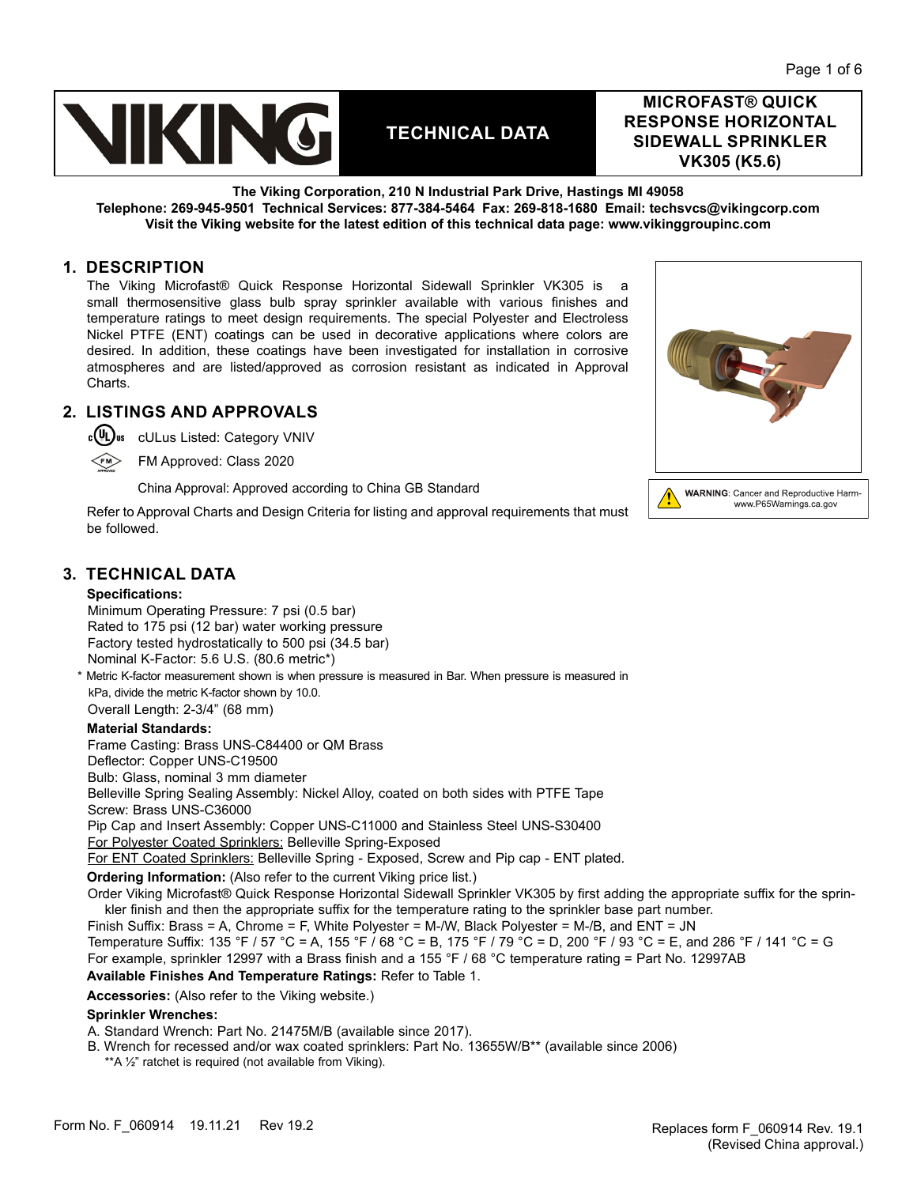# VIKING

**TECHNICAL DATA**

**MICROFAST® QUICK RESPONSE HORIZONTAL SIDEWALL SPRINKLER VK305 (K5.6)**

**The Viking Corporation, 210 N Industrial Park Drive, Hastings MI 49058**
**Telephone: 269-945-9501 Technical Services: 877-384-5464 Fax: 269-818-1680 Email: techsvcs@vikingcorp.com**
**Visit the Viking website for the latest edition of this technical data page: www.vikinggroupinc.com**

## 1. DESCRIPTION

The Viking Microfast® Quick Response Horizontal Sidewall Sprinkler VK305 is a small thermosensitive glass bulb spray sprinkler available with various finishes and temperature ratings to meet design requirements. The special Polyester and Electroless Nickel PTFE (ENT) coatings can be used in decorative applications where colors are desired. In addition, these coatings have been investigated for installation in corrosive atmospheres and are listed/approved as corrosion resistant as indicated in Approval Charts.

**WARNING**: Cancer and Reproductive Harm- www.P65Warnings.ca.gov

## 2. LISTINGS AND APPROVALS

cULus Listed: Category VNIV

FM Approved: Class 2020

China Approval: Approved according to China GB Standard

Refer to Approval Charts and Design Criteria for listing and approval requirements that must be followed.

## 3. TECHNICAL DATA

**Specifications:**

Minimum Operating Pressure: 7 psi (0.5 bar)
Rated to 175 psi (12 bar) water working pressure
Factory tested hydrostatically to 500 psi (34.5 bar)
Nominal K-Factor: 5.6 U.S. (80.6 metric*)

\* Metric K-factor measurement shown is when pressure is measured in Bar. When pressure is measured in kPa, divide the metric K-factor shown by 10.0.

Overall Length: 2-3/4" (68 mm)

**Material Standards:**

Frame Casting: Brass UNS-C84400 or QM Brass
Deflector: Copper UNS-C19500
Bulb: Glass, nominal 3 mm diameter
Belleville Spring Sealing Assembly: Nickel Alloy, coated on both sides with PTFE Tape
Screw: Brass UNS-C36000
Pip Cap and Insert Assembly: Copper UNS-C11000 and Stainless Steel UNS-S30400
For Polyester Coated Sprinklers: Belleville Spring-Exposed
For ENT Coated Sprinklers: Belleville Spring - Exposed, Screw and Pip cap - ENT plated.

**Ordering Information:** (Also refer to the current Viking price list.)

Order Viking Microfast® Quick Response Horizontal Sidewall Sprinkler VK305 by first adding the appropriate suffix for the sprinkler finish and then the appropriate suffix for the temperature rating to the sprinkler base part number.

Finish Suffix: Brass = A, Chrome = F, White Polyester = M-/W, Black Polyester = M-/B, and ENT = JN

Temperature Suffix: 135 °F / 57 °C = A, 155 °F / 68 °C = B, 175 °F / 79 °C = D, 200 °F / 93 °C = E, and 286 °F / 141 °C = G

For example, sprinkler 12997 with a Brass finish and a 155 °F / 68 °C temperature rating = Part No. 12997AB

**Available Finishes And Temperature Ratings:** Refer to Table 1.

**Accessories:** (Also refer to the Viking website.)

**Sprinkler Wrenches:**

A. Standard Wrench: Part No. 21475M/B (available since 2017).
B. Wrench for recessed and/or wax coated sprinklers: Part No. 13655W/B** (available since 2006)

\*\*A ½" ratchet is required (not available from Viking).

Form No. F_060914 19.11.21 Rev 19.2

Replaces form F_060914 Rev. 19.1 (Revised China approval.)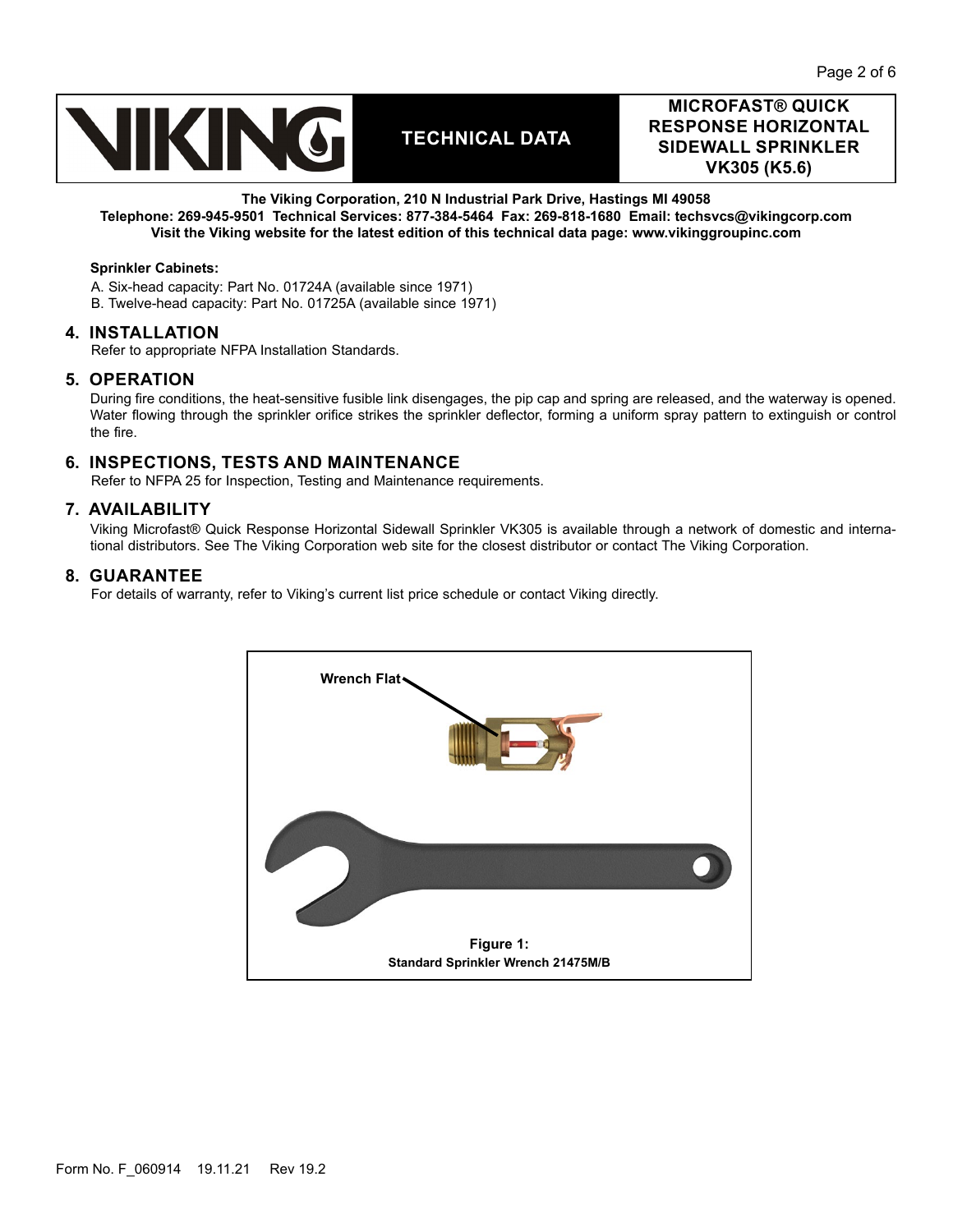**Sprinkler Cabinets:**

A. Six-head capacity: Part No. 01724A (available since 1971)
B. Twelve-head capacity: Part No. 01725A (available since 1971)

## 4. INSTALLATION

Refer to appropriate NFPA Installation Standards.

## 5. OPERATION

During fire conditions, the heat-sensitive fusible link disengages, the pip cap and spring are released, and the waterway is opened. Water flowing through the sprinkler orifice strikes the sprinkler deflector, forming a uniform spray pattern to extinguish or control the fire.

## 6. INSPECTIONS, TESTS AND MAINTENANCE

Refer to NFPA 25 for Inspection, Testing and Maintenance requirements.

## 7. AVAILABILITY

Viking Microfast® Quick Response Horizontal Sidewall Sprinkler VK305 is available through a network of domestic and international distributors. See The Viking Corporation web site for the closest distributor or contact The Viking Corporation.

## 8. GUARANTEE

For details of warranty, refer to Viking's current list price schedule or contact Viking directly.

Wrench Flat

**Figure 1:**
**Standard Sprinkler Wrench 21475M/B**

Form No. F_060914 19.11.21 Rev 19.2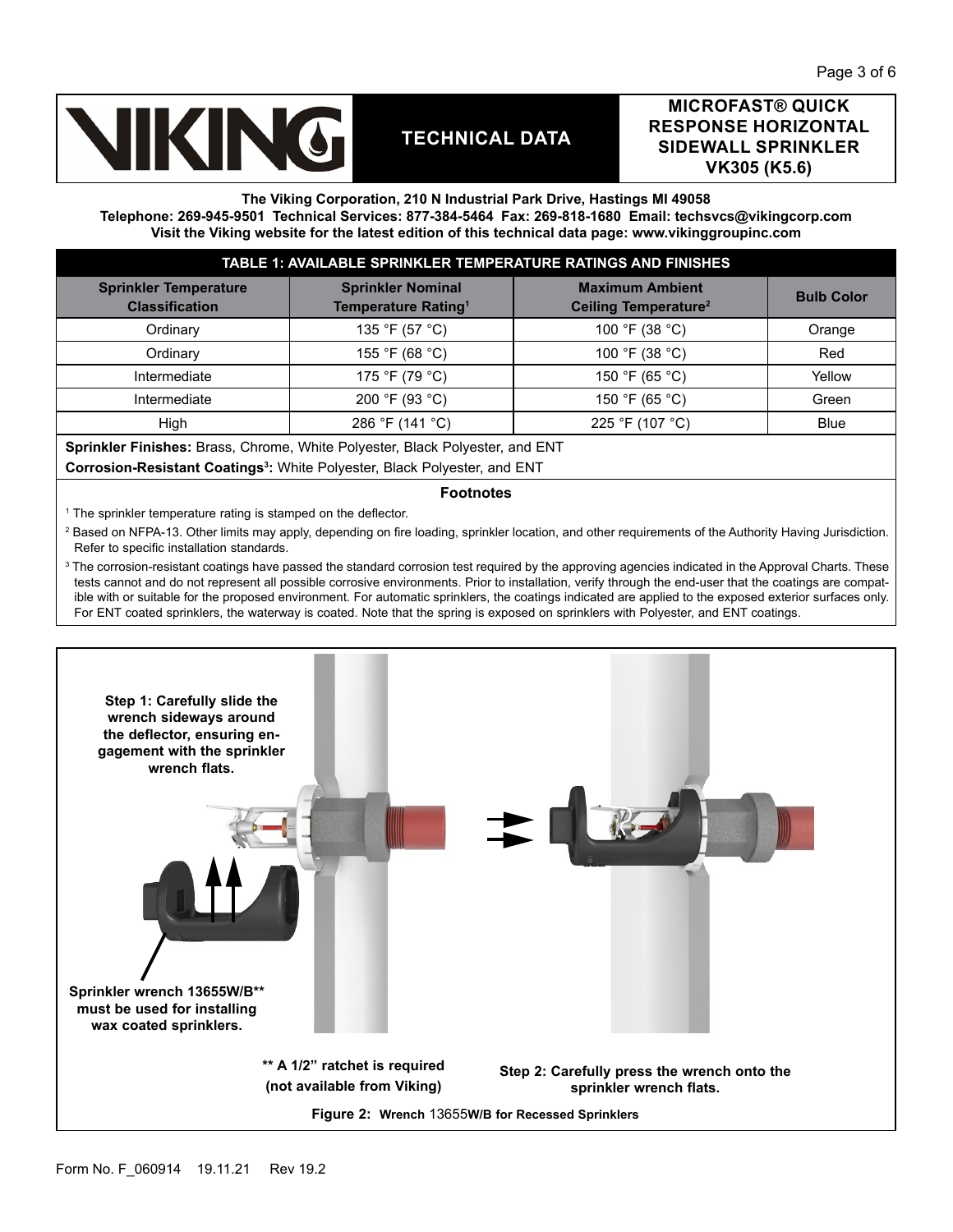# TECHNICAL DATA

## MICROFAST® QUICK RESPONSE HORIZONTAL SIDEWALL SPRINKLER VK305 (K5.6)

**The Viking Corporation, 210 N Industrial Park Drive, Hastings MI 49058**
**Telephone: 269-945-9501 Technical Services: 877-384-5464 Fax: 269-818-1680 Email: techsvcs@vikingcorp.com**
**Visit the Viking website for the latest edition of this technical data page: www.vikinggroupinc.com**

**TABLE 1: AVAILABLE SPRINKLER TEMPERATURE RATINGS AND FINISHES**

| Sprinkler Temperature Classification | Sprinkler Nominal Temperature Rating[1] | Maximum Ambient Ceiling Temperature[2] | Bulb Color |
|---|---|---|---|
| Ordinary | 135 °F (57 °C) | 100 °F (38 °C) | Orange |
| Ordinary | 155 °F (68 °C) | 100 °F (38 °C) | Red |
| Intermediate | 175 °F (79 °C) | 150 °F (65 °C) | Yellow |
| Intermediate | 200 °F (93 °C) | 150 °F (65 °C) | Green |
| High | 286 °F (141 °C) | 225 °F (107 °C) | Blue |

**Sprinkler Finishes:** Brass, Chrome, White Polyester, Black Polyester, and ENT

**Corrosion-Resistant Coatings[3]:** White Polyester, Black Polyester, and ENT

**Footnotes**

[1] The sprinkler temperature rating is stamped on the deflector.

[2] Based on NFPA-13. Other limits may apply, depending on fire loading, sprinkler location, and other requirements of the Authority Having Jurisdiction. Refer to specific installation standards.

[3] The corrosion-resistant coatings have passed the standard corrosion test required by the approving agencies indicated in the Approval Charts. These tests cannot and do not represent all possible corrosive environments. Prior to installation, verify through the end-user that the coatings are compatible with or suitable for the proposed environment. For automatic sprinklers, the coatings indicated are applied to the exposed exterior surfaces only. For ENT coated sprinklers, the waterway is coated. Note that the spring is exposed on sprinklers with Polyester, and ENT coatings.

**Step 1: Carefully slide the wrench sideways around the deflector, ensuring engagement with the sprinkler wrench flats.**

**Sprinkler wrench 13655W/B** must be used for installing wax coated sprinklers.**

**Step 2: Carefully press the wrench onto the sprinkler wrench flats.**

**** A 1/2" ratchet is required (not available from Viking)**

**Figure 2: Wrench 13655W/B for Recessed Sprinklers**

Form No. F_060914 19.11.21 Rev 19.2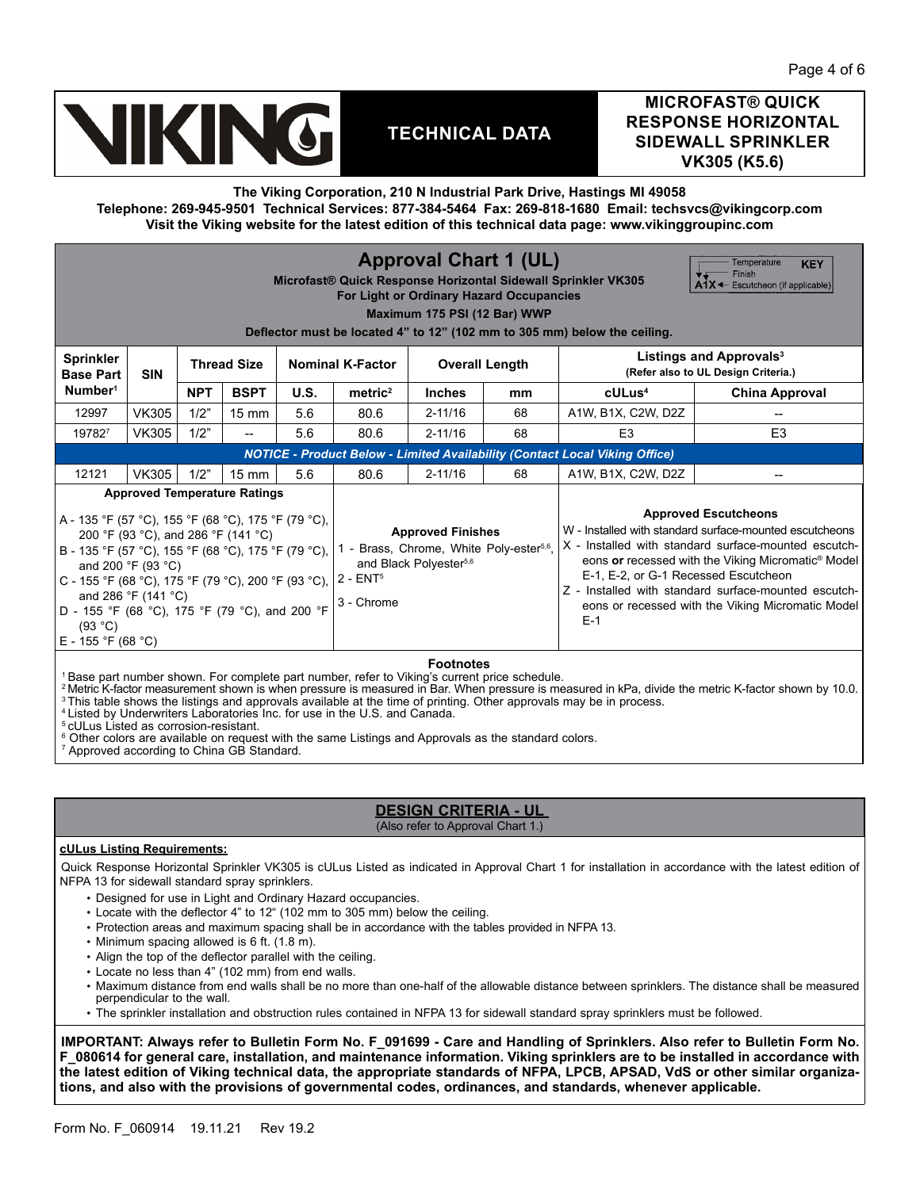# TECHNICAL DATA

## MICROFAST® QUICK RESPONSE HORIZONTAL SIDEWALL SPRINKLER VK305 (K5.6)

**The Viking Corporation, 210 N Industrial Park Drive, Hastings MI 49058**
**Telephone: 269-945-9501 Technical Services: 877-384-5464 Fax: 269-818-1680 Email: techsvcs@vikingcorp.com**
**Visit the Viking website for the latest edition of this technical data page: www.vikinggroupinc.com**

## Approval Chart 1 (UL)

**Microfast® Quick Response Horizontal Sidewall Sprinkler VK305**
**For Light or Ordinary Hazard Occupancies**
**Maximum 175 PSI (12 Bar) WWP**
**Deflector must be located 4" to 12" (102 mm to 305 mm) below the ceiling.**

KEY: A1X — A = Temperature, 1 = Finish, X = Escutcheon (if applicable)

| Sprinkler Base Part Number[1] | SIN | Thread Size | | Nominal K-Factor | | Overall Length | | Listings and Approvals[3] (Refer also to UL Design Criteria.) | |
|---|---|---|---|---|---|---|---|---|---|
| | | NPT | BSPT | U.S. | metric[2] | Inches | mm | cULus[4] | China Approval |
| 12997 | VK305 | 1/2" | 15 mm | 5.6 | 80.6 | 2-11/16 | 68 | A1W, B1X, C2W, D2Z | -- |
| 19782[7] | VK305 | 1/2" | -- | 5.6 | 80.6 | 2-11/16 | 68 | E3 | E3 |
| *NOTICE - Product Below - Limited Availability (Contact Local Viking Office)* | | | | | | | | | |
| 12121 | VK305 | 1/2" | 15 mm | 5.6 | 80.6 | 2-11/16 | 68 | A1W, B1X, C2W, D2Z | -- |

**Approved Temperature Ratings**

- A - 135 °F (57 °C), 155 °F (68 °C), 175 °F (79 °C), 200 °F (93 °C), and 286 °F (141 °C)
- B - 135 °F (57 °C), 155 °F (68 °C), 175 °F (79 °C), and 200 °F (93 °C)
- C - 155 °F (68 °C), 175 °F (79 °C), 200 °F (93 °C), and 286 °F (141 °C)
- D - 155 °F (68 °C), 175 °F (79 °C), and 200 °F (93 °C)
- E - 155 °F (68 °C)

**Approved Finishes**

- 1 - Brass, Chrome, White Poly-ester[5,6], and Black Polyester[5,6]
- 2 - ENT[5]
- 3 - Chrome

**Approved Escutcheons**

- W - Installed with standard surface-mounted escutcheons
- X - Installed with standard surface-mounted escutcheons **or** recessed with the Viking Micromatic® Model E-1, E-2, or G-1 Recessed Escutcheon
- Z - Installed with standard surface-mounted escutcheons or recessed with the Viking Micromatic Model E-1

**Footnotes**

[1] Base part number shown. For complete part number, refer to Viking's current price schedule.
[2] Metric K-factor measurement shown is when pressure is measured in Bar. When pressure is measured in kPa, divide the metric K-factor shown by 10.0.
[3] This table shows the listings and approvals available at the time of printing. Other approvals may be in process.
[4] Listed by Underwriters Laboratories Inc. for use in the U.S. and Canada.
[5] cULus Listed as corrosion-resistant.
[6] Other colors are available on request with the same Listings and Approvals as the standard colors.
[7] Approved according to China GB Standard.

## DESIGN CRITERIA - UL

(Also refer to Approval Chart 1.)

**cULus Listing Requirements:**

Quick Response Horizontal Sprinkler VK305 is cULus Listed as indicated in Approval Chart 1 for installation in accordance with the latest edition of NFPA 13 for sidewall standard spray sprinklers.

- Designed for use in Light and Ordinary Hazard occupancies.
- Locate with the deflector 4" to 12" (102 mm to 305 mm) below the ceiling.
- Protection areas and maximum spacing shall be in accordance with the tables provided in NFPA 13.
- Minimum spacing allowed is 6 ft. (1.8 m).
- Align the top of the deflector parallel with the ceiling.
- Locate no less than 4" (102 mm) from end walls.
- Maximum distance from end walls shall be no more than one-half of the allowable distance between sprinklers. The distance shall be measured perpendicular to the wall.
- The sprinkler installation and obstruction rules contained in NFPA 13 for sidewall standard spray sprinklers must be followed.

**IMPORTANT: Always refer to Bulletin Form No. F_091699 - Care and Handling of Sprinklers. Also refer to Bulletin Form No. F_080614 for general care, installation, and maintenance information. Viking sprinklers are to be installed in accordance with the latest edition of Viking technical data, the appropriate standards of NFPA, LPCB, APSAD, VdS or other similar organizations, and also with the provisions of governmental codes, ordinances, and standards, whenever applicable.**

Form No. F_060914 19.11.21 Rev 19.2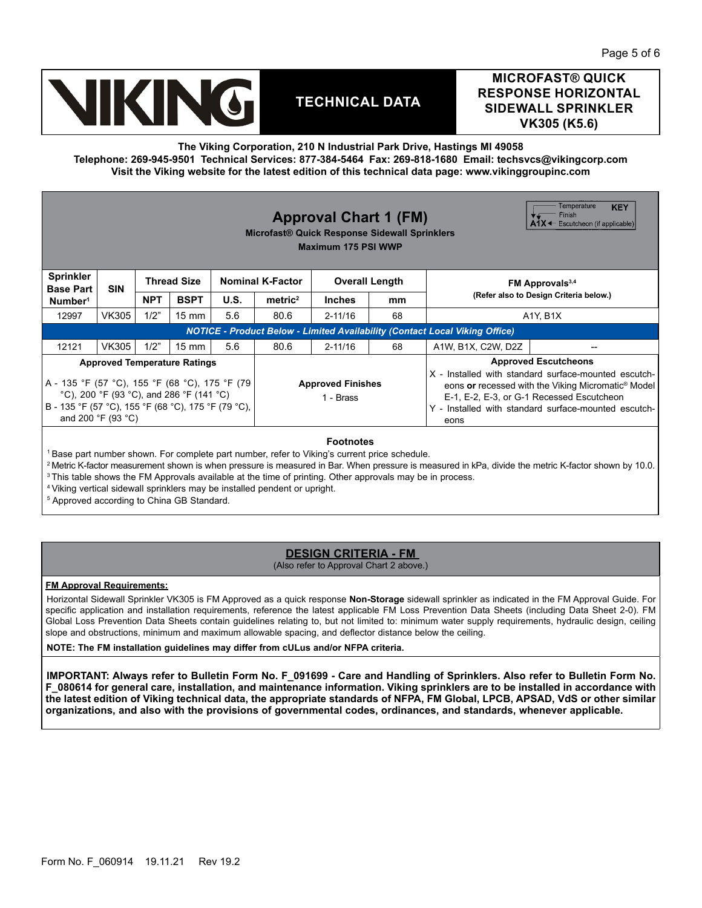**VIKING**

**TECHNICAL DATA**

**MICROFAST® QUICK RESPONSE HORIZONTAL SIDEWALL SPRINKLER VK305 (K5.6)**

**The Viking Corporation, 210 N Industrial Park Drive, Hastings MI 49058**
**Telephone: 269-945-9501 Technical Services: 877-384-5464 Fax: 269-818-1680 Email: techsvcs@vikingcorp.com**
**Visit the Viking website for the latest edition of this technical data page: www.vikinggroupinc.com**

## Approval Chart 1 (FM)

**Microfast® Quick Response Sidewall Sprinklers**
**Maximum 175 PSI WWP**

KEY: A1X — A = Temperature, 1 = Finish, X = Escutcheon (if applicable)

| Sprinkler Base Part Number[1] | SIN | Thread Size | | Nominal K-Factor | | Overall Length | | FM Approvals[3,4] (Refer also to Design Criteria below.) | |
|---|---|---|---|---|---|---|---|---|---|
| | | NPT | BSPT | U.S. | metric[2] | Inches | mm | | |
| 12997 | VK305 | 1/2" | 15 mm | 5.6 | 80.6 | 2-11/16 | 68 | A1Y, B1X | |
| ***NOTICE - Product Below - Limited Availability (Contact Local Viking Office)*** | | | | | | | | | |
| 12121 | VK305 | 1/2" | 15 mm | 5.6 | 80.6 | 2-11/16 | 68 | A1W, B1X, C2W, D2Z | -- |

**Approved Temperature Ratings**

A - 135 °F (57 °C), 155 °F (68 °C), 175 °F (79 °C), 200 °F (93 °C), and 286 °F (141 °C)
B - 135 °F (57 °C), 155 °F (68 °C), 175 °F (79 °C), and 200 °F (93 °C)

**Approved Finishes**

1 - Brass

**Approved Escutcheons**

X - Installed with standard surface-mounted escutcheons **or** recessed with the Viking Micromatic® Model E-1, E-2, E-3, or G-1 Recessed Escutcheon
Y - Installed with standard surface-mounted escutcheons

**Footnotes**

[1] Base part number shown. For complete part number, refer to Viking's current price schedule.
[2] Metric K-factor measurement shown is when pressure is measured in Bar. When pressure is measured in kPa, divide the metric K-factor shown by 10.0.
[3] This table shows the FM Approvals available at the time of printing. Other approvals may be in process.
[4] Viking vertical sidewall sprinklers may be installed pendent or upright.
[5] Approved according to China GB Standard.

## DESIGN CRITERIA - FM

(Also refer to Approval Chart 2 above.)

**FM Approval Requirements:**

Horizontal Sidewall Sprinkler VK305 is FM Approved as a quick response **Non-Storage** sidewall sprinkler as indicated in the FM Approval Guide. For specific application and installation requirements, reference the latest applicable FM Loss Prevention Data Sheets (including Data Sheet 2-0). FM Global Loss Prevention Data Sheets contain guidelines relating to, but not limited to: minimum water supply requirements, hydraulic design, ceiling slope and obstructions, minimum and maximum allowable spacing, and deflector distance below the ceiling.

**NOTE: The FM installation guidelines may differ from cULus and/or NFPA criteria.**

**IMPORTANT: Always refer to Bulletin Form No. F_091699 - Care and Handling of Sprinklers. Also refer to Bulletin Form No. F_080614 for general care, installation, and maintenance information. Viking sprinklers are to be installed in accordance with the latest edition of Viking technical data, the appropriate standards of NFPA, FM Global, LPCB, APSAD, VdS or other similar organizations, and also with the provisions of governmental codes, ordinances, and standards, whenever applicable.**

Form No. F_060914 19.11.21 Rev 19.2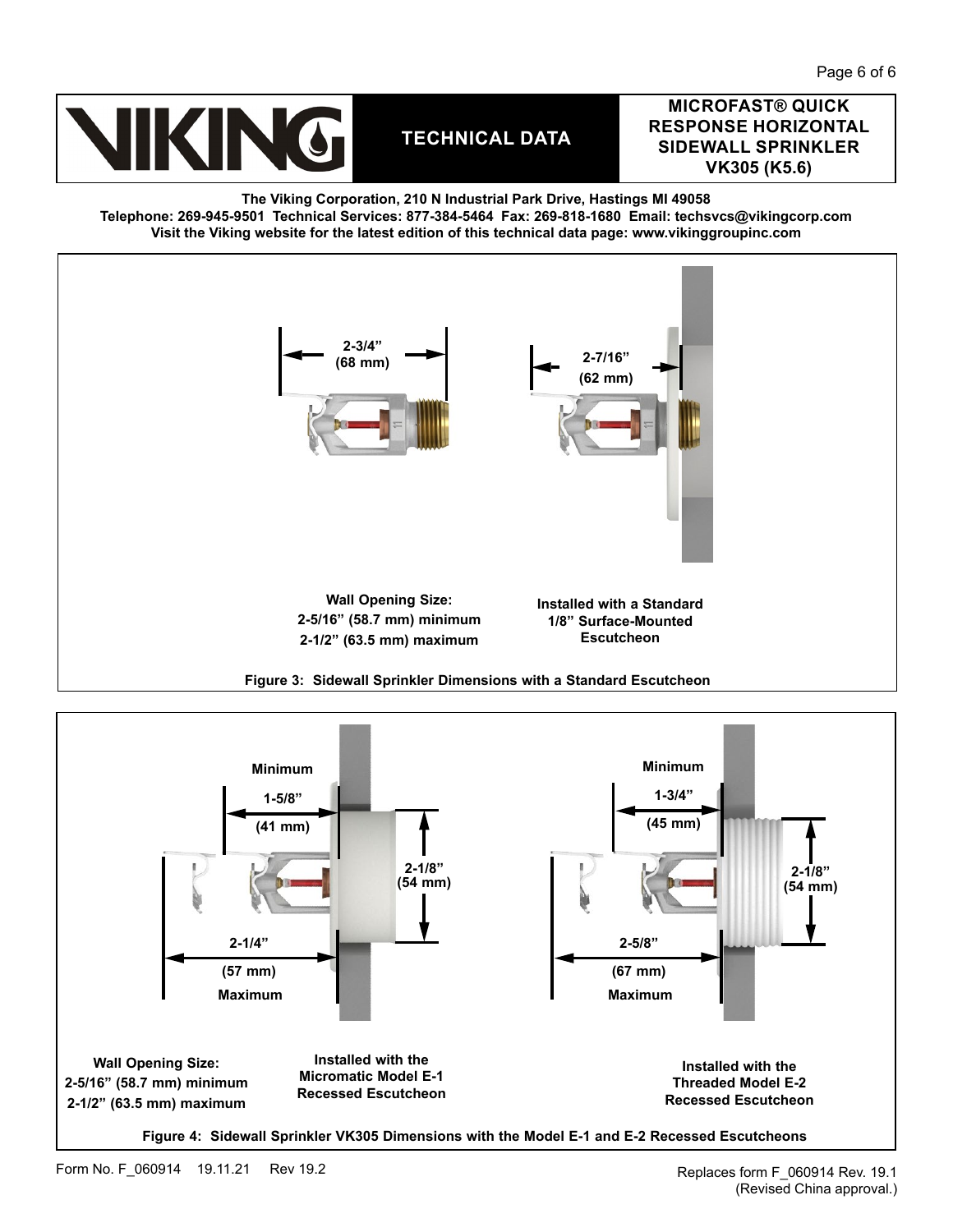# TECHNICAL DATA

## MICROFAST® QUICK RESPONSE HORIZONTAL SIDEWALL SPRINKLER VK305 (K5.6)

**The Viking Corporation, 210 N Industrial Park Drive, Hastings MI 49058**
**Telephone: 269-945-9501 Technical Services: 877-384-5464 Fax: 269-818-1680 Email: techsvcs@vikingcorp.com**
**Visit the Viking website for the latest edition of this technical data page: www.vikinggroupinc.com**

2-3/4"
(68 mm)

2-7/16"
(62 mm)

**Wall Opening Size:**
**2-5/16" (58.7 mm) minimum**
**2-1/2" (63.5 mm) maximum**

**Installed with a Standard 1/8" Surface-Mounted Escutcheon**

**Figure 3: Sidewall Sprinkler Dimensions with a Standard Escutcheon**

Minimum
1-5/8"
(41 mm)

2-1/8"
(54 mm)

2-1/4"
(57 mm)
Maximum

Minimum
1-3/4"
(45 mm)

2-1/8"
(54 mm)

2-5/8"
(67 mm)
Maximum

**Wall Opening Size:**
**2-5/16" (58.7 mm) minimum**
**2-1/2" (63.5 mm) maximum**

**Installed with the Micromatic Model E-1 Recessed Escutcheon**

**Installed with the Threaded Model E-2 Recessed Escutcheon**

**Figure 4: Sidewall Sprinkler VK305 Dimensions with the Model E-1 and E-2 Recessed Escutcheons**

Form No. F_060914 19.11.21 Rev 19.2

Replaces form F_060914 Rev. 19.1
(Revised China approval.)